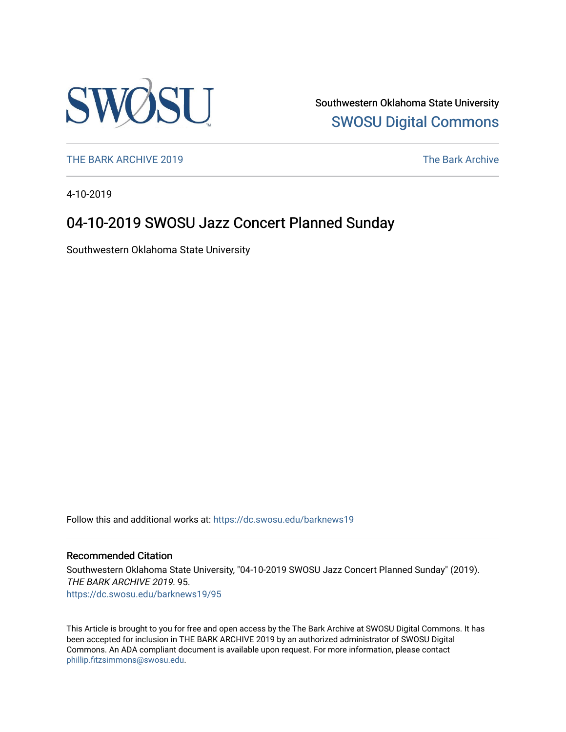Southwestern Oklahoma State University

SWOSU Digital Commons

THE BARK ARCHIVE 2019

The Bark Archive

4-10-2019

# 04-10-2019 SWOSU Jazz Concert Planned Sunday

Southwestern Oklahoma State University

Follow this and additional works at: https://dc.swosu.edu/barknews19

## Recommended Citation

Southwestern Oklahoma State University, "04-10-2019 SWOSU Jazz Concert Planned Sunday" (2019). *THE BARK ARCHIVE 2019*. 95.
https://dc.swosu.edu/barknews19/95

This Article is brought to you for free and open access by the The Bark Archive at SWOSU Digital Commons. It has been accepted for inclusion in THE BARK ARCHIVE 2019 by an authorized administrator of SWOSU Digital Commons. An ADA compliant document is available upon request. For more information, please contact phillip.fitzsimmons@swosu.edu.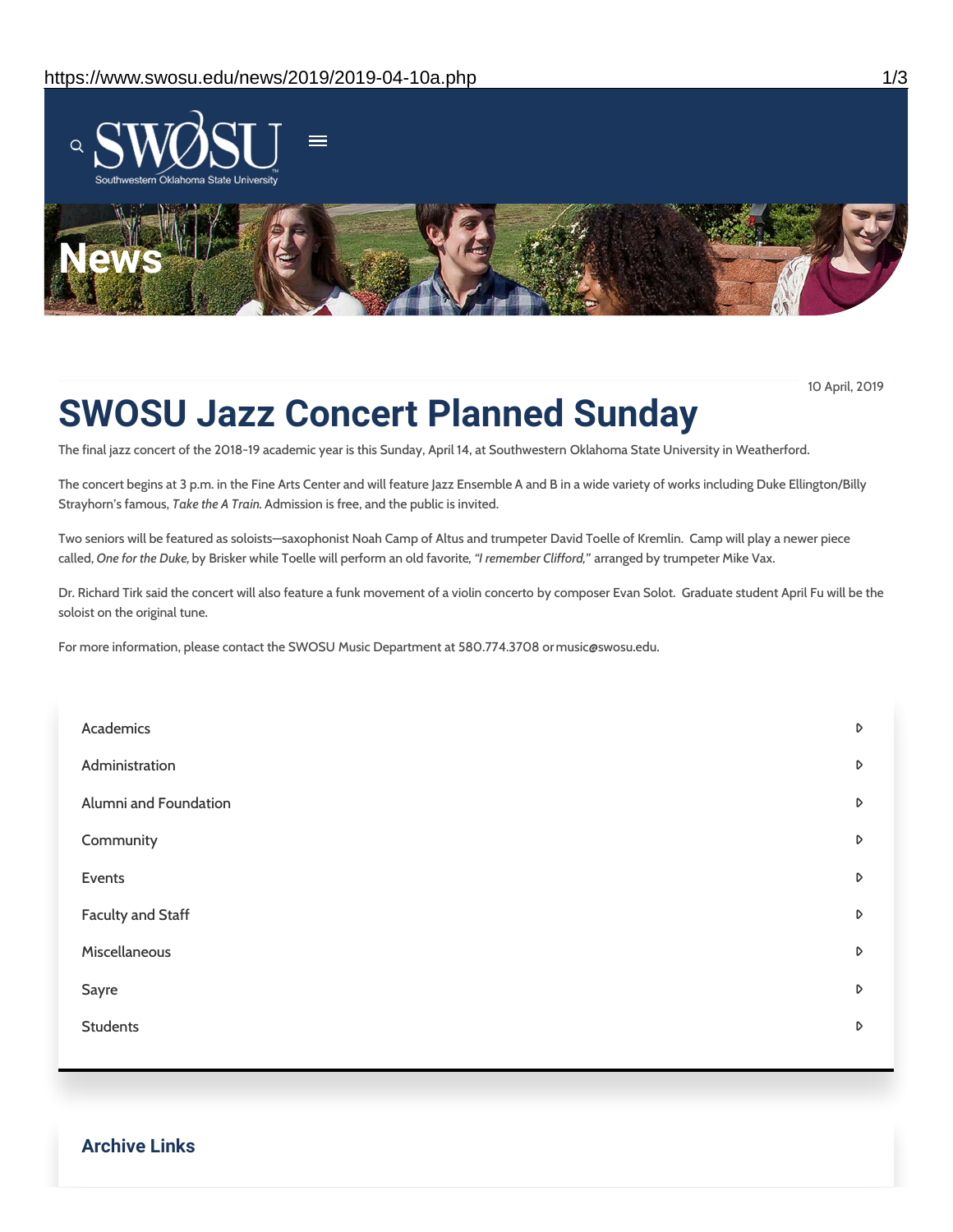# SWOSU Jazz Concert Planned Sunday

10 April, 2019

The final jazz concert of the 2018-19 academic year is this Sunday, April 14, at Southwestern Oklahoma State University in Weatherford.

The concert begins at 3 p.m. in the Fine Arts Center and will feature Jazz Ensemble A and B in a wide variety of works including Duke Ellington/Billy Strayhorn's famous, *Take the A Train*. Admission is free, and the public is invited.

Two seniors will be featured as soloists—saxophonist Noah Camp of Altus and trumpeter David Toelle of Kremlin. Camp will play a newer piece called, *One for the Duke,* by Brisker while Toelle will perform an old favorite, *"I remember Clifford,"* arranged by trumpeter Mike Vax.

Dr. Richard Tirk said the concert will also feature a funk movement of a violin concerto by composer Evan Solot. Graduate student April Fu will be the soloist on the original tune.

For more information, please contact the SWOSU Music Department at 580.774.3708 or music@swosu.edu.

- Academics
- Administration
- Alumni and Foundation
- Community
- Events
- Faculty and Staff
- Miscellaneous
- Sayre
- Students

## Archive Links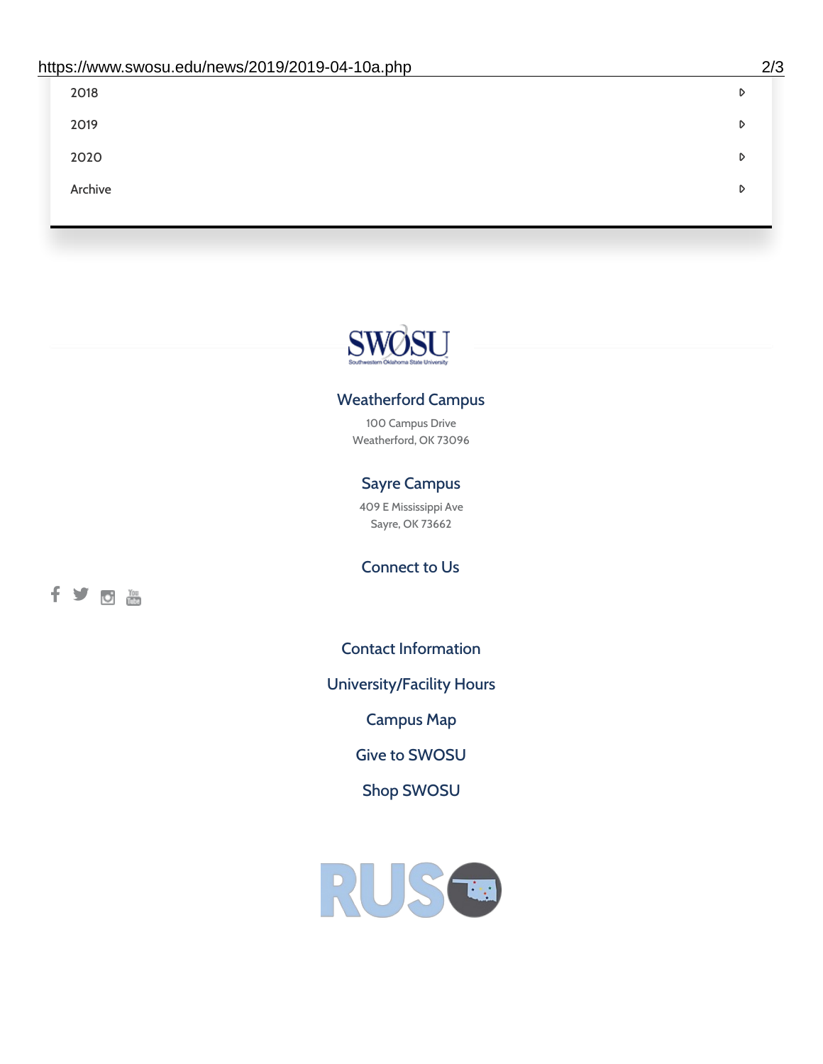2018

2019

2020

Archive

### Weatherford Campus

100 Campus Drive
Weatherford, OK 73096

### Sayre Campus

409 E Mississippi Ave
Sayre, OK 73662

### Connect to Us

Contact Information

University/Facility Hours

Campus Map

Give to SWOSU

Shop SWOSU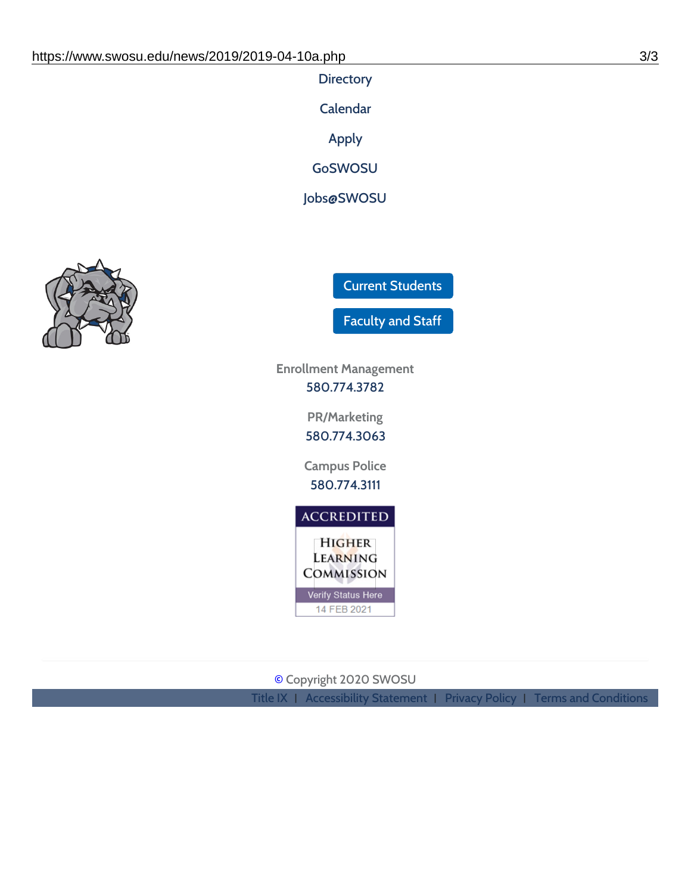Directory

Calendar

Apply

GoSWOSU

Jobs@SWOSU

Current Students

Faculty and Staff

Enrollment Management
580.774.3782

PR/Marketing
580.774.3063

Campus Police
580.774.3111

ACCREDITED
HIGHER LEARNING COMMISSION
Verify Status Here
14 FEB 2021

© Copyright 2020 SWOSU

Title IX | Accessibility Statement | Privacy Policy | Terms and Conditions